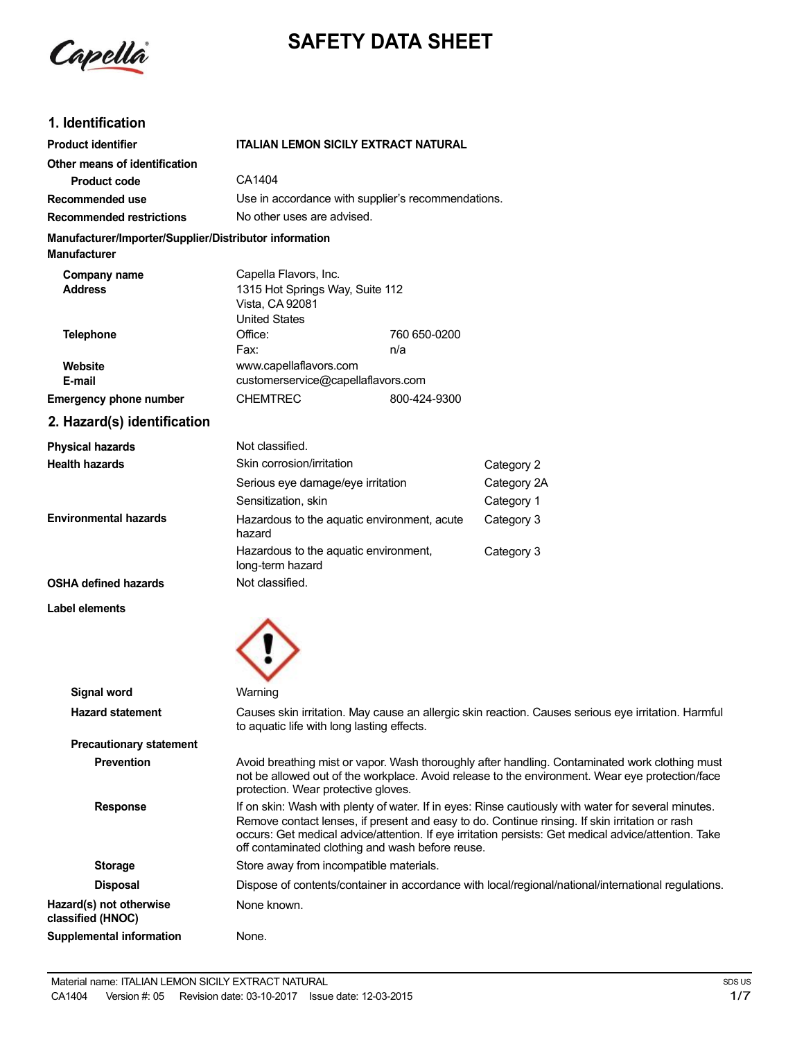# SAFETY DATA SHEET

## 1. Identification

| | | |
|---|---|---|
| **Product identifier** | **ITALIAN LEMON SICILY EXTRACT NATURAL** | |
| **Other means of identification** | | |
| **Product code** | CA1404 | |
| **Recommended use** | Use in accordance with supplier's recommendations. | |
| **Recommended restrictions** | No other uses are advised. | |

**Manufacturer/Importer/Supplier/Distributor information**

**Manufacturer**

| | | |
|---|---|---|
| **Company name** | Capella Flavors, Inc. | |
| **Address** | 1315 Hot Springs Way, Suite 112<br>Vista, CA 92081<br>United States | |
| **Telephone** | Office: | 760 650-0200 |
| | Fax: | n/a |
| **Website** | www.capellaflavors.com | |
| **E-mail** | customerservice@capellaflavors.com | |
| **Emergency phone number** | CHEMTREC | 800-424-9300 |

## 2. Hazard(s) identification

| | | |
|---|---|---|
| **Physical hazards** | Not classified. | |
| **Health hazards** | Skin corrosion/irritation | Category 2 |
| | Serious eye damage/eye irritation | Category 2A |
| | Sensitization, skin | Category 1 |
| **Environmental hazards** | Hazardous to the aquatic environment, acute hazard | Category 3 |
| | Hazardous to the aquatic environment, long-term hazard | Category 3 |
| **OSHA defined hazards** | Not classified. | |

**Label elements**

**Signal word** Warning

**Hazard statement** Causes skin irritation. May cause an allergic skin reaction. Causes serious eye irritation. Harmful to aquatic life with long lasting effects.

**Precautionary statement**

**Prevention** Avoid breathing mist or vapor. Wash thoroughly after handling. Contaminated work clothing must not be allowed out of the workplace. Avoid release to the environment. Wear eye protection/face protection. Wear protective gloves.

**Response** If on skin: Wash with plenty of water. If in eyes: Rinse cautiously with water for several minutes. Remove contact lenses, if present and easy to do. Continue rinsing. If skin irritation or rash occurs: Get medical advice/attention. If eye irritation persists: Get medical advice/attention. Take off contaminated clothing and wash before reuse.

**Storage** Store away from incompatible materials.

**Disposal** Dispose of contents/container in accordance with local/regional/national/international regulations.

**Hazard(s) not otherwise classified (HNOC)** None known.

**Supplemental information** None.

Material name: ITALIAN LEMON SICILY EXTRACT NATURAL

CA1404 Version #: 05 Revision date: 03-10-2017 Issue date: 12-03-2015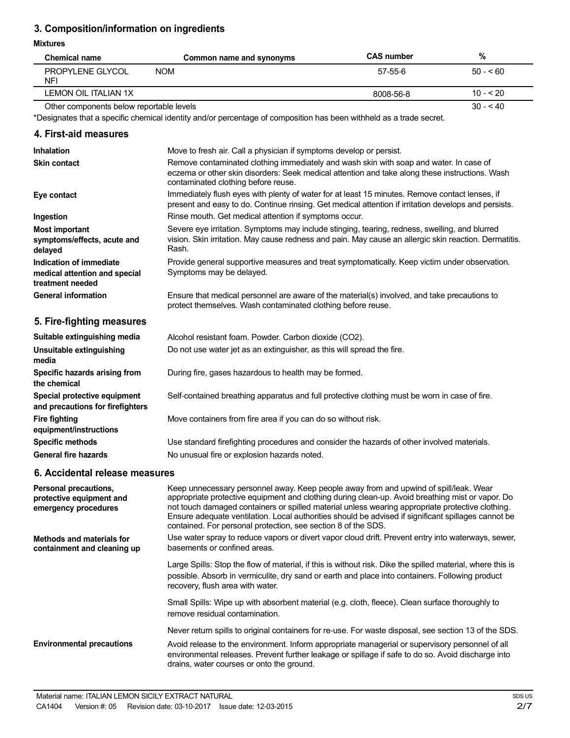## 3. Composition/information on ingredients

**Mixtures**

| Chemical name | Common name and synonyms | CAS number | % |
|---|---|---|---|
| PROPYLENE GLYCOL NFI | NOM | 57-55-6 | 50 - < 60 |
| LEMON OIL ITALIAN 1X | | 8008-56-8 | 10 - < 20 |
| Other components below reportable levels | | | 30 - < 40 |

*Designates that a specific chemical identity and/or percentage of composition has been withheld as a trade secret.

## 4. First-aid measures

**Inhalation**
Move to fresh air. Call a physician if symptoms develop or persist.

**Skin contact**
Remove contaminated clothing immediately and wash skin with soap and water. In case of eczema or other skin disorders: Seek medical attention and take along these instructions. Wash contaminated clothing before reuse.

**Eye contact**
Immediately flush eyes with plenty of water for at least 15 minutes. Remove contact lenses, if present and easy to do. Continue rinsing. Get medical attention if irritation develops and persists.

**Ingestion**
Rinse mouth. Get medical attention if symptoms occur.

**Most important symptoms/effects, acute and delayed**
Severe eye irritation. Symptoms may include stinging, tearing, redness, swelling, and blurred vision. Skin irritation. May cause redness and pain. May cause an allergic skin reaction. Dermatitis. Rash.

**Indication of immediate medical attention and special treatment needed**
Provide general supportive measures and treat symptomatically. Keep victim under observation. Symptoms may be delayed.

**General information**
Ensure that medical personnel are aware of the material(s) involved, and take precautions to protect themselves. Wash contaminated clothing before reuse.

## 5. Fire-fighting measures

**Suitable extinguishing media**
Alcohol resistant foam. Powder. Carbon dioxide ($CO_2$).

**Unsuitable extinguishing media**
Do not use water jet as an extinguisher, as this will spread the fire.

**Specific hazards arising from the chemical**
During fire, gases hazardous to health may be formed.

**Special protective equipment and precautions for firefighters**
Self-contained breathing apparatus and full protective clothing must be worn in case of fire.

**Fire fighting equipment/instructions**
Move containers from fire area if you can do so without risk.

**Specific methods**
Use standard firefighting procedures and consider the hazards of other involved materials.

**General fire hazards**
No unusual fire or explosion hazards noted.

## 6. Accidental release measures

**Personal precautions, protective equipment and emergency procedures**
Keep unnecessary personnel away. Keep people away from and upwind of spill/leak. Wear appropriate protective equipment and clothing during clean-up. Avoid breathing mist or vapor. Do not touch damaged containers or spilled material unless wearing appropriate protective clothing. Ensure adequate ventilation. Local authorities should be advised if significant spillages cannot be contained. For personal protection, see section 8 of the SDS.

**Methods and materials for containment and cleaning up**
Use water spray to reduce vapors or divert vapor cloud drift. Prevent entry into waterways, sewer, basements or confined areas.

Large Spills: Stop the flow of material, if this is without risk. Dike the spilled material, where this is possible. Absorb in vermiculite, dry sand or earth and place into containers. Following product recovery, flush area with water.

Small Spills: Wipe up with absorbent material (e.g. cloth, fleece). Clean surface thoroughly to remove residual contamination.

Never return spills to original containers for re-use. For waste disposal, see section 13 of the SDS.

**Environmental precautions**
Avoid release to the environment. Inform appropriate managerial or supervisory personnel of all environmental releases. Prevent further leakage or spillage if safe to do so. Avoid discharge into drains, water courses or onto the ground.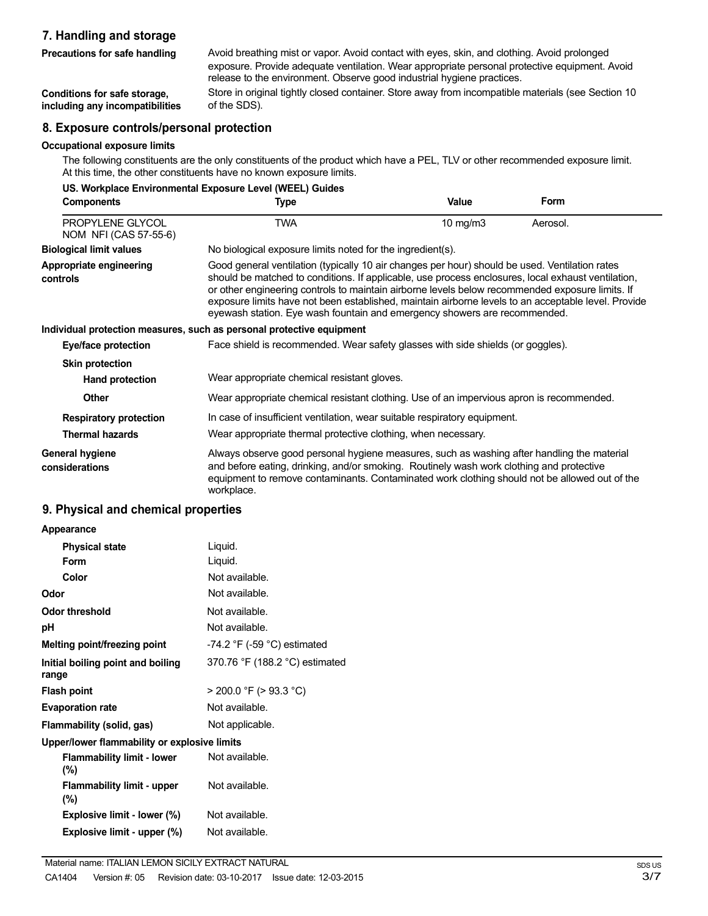## 7. Handling and storage

| | |
|---|---|
| **Precautions for safe handling** | Avoid breathing mist or vapor. Avoid contact with eyes, skin, and clothing. Avoid prolonged exposure. Provide adequate ventilation. Wear appropriate personal protective equipment. Avoid release to the environment. Observe good industrial hygiene practices. |
| **Conditions for safe storage, including any incompatibilities** | Store in original tightly closed container. Store away from incompatible materials (see Section 10 of the SDS). |

## 8. Exposure controls/personal protection

**Occupational exposure limits**

The following constituents are the only constituents of the product which have a PEL, TLV or other recommended exposure limit. At this time, the other constituents have no known exposure limits.

**US. Workplace Environmental Exposure Level (WEEL) Guides**

| Components | Type | Value | Form |
|---|---|---|---|
| PROPYLENE GLYCOL NOM NFI (CAS 57-55-6) | TWA | 10 mg/m3 | Aerosol. |

| | |
|---|---|
| **Biological limit values** | No biological exposure limits noted for the ingredient(s). |
| **Appropriate engineering controls** | Good general ventilation (typically 10 air changes per hour) should be used. Ventilation rates should be matched to conditions. If applicable, use process enclosures, local exhaust ventilation, or other engineering controls to maintain airborne levels below recommended exposure limits. If exposure limits have not been established, maintain airborne levels to an acceptable level. Provide eyewash station. Eye wash fountain and emergency showers are recommended. |

**Individual protection measures, such as personal protective equipment**

| | |
|---|---|
| **Eye/face protection** | Face shield is recommended. Wear safety glasses with side shields (or goggles). |
| **Skin protection** | |
| **Hand protection** | Wear appropriate chemical resistant gloves. |
| **Other** | Wear appropriate chemical resistant clothing. Use of an impervious apron is recommended. |
| **Respiratory protection** | In case of insufficient ventilation, wear suitable respiratory equipment. |
| **Thermal hazards** | Wear appropriate thermal protective clothing, when necessary. |
| **General hygiene considerations** | Always observe good personal hygiene measures, such as washing after handling the material and before eating, drinking, and/or smoking. Routinely wash work clothing and protective equipment to remove contaminants. Contaminated work clothing should not be allowed out of the workplace. |

## 9. Physical and chemical properties

| | |
|---|---|
| **Appearance** | |
| **Physical state** | Liquid. |
| **Form** | Liquid. |
| **Color** | Not available. |
| **Odor** | Not available. |
| **Odor threshold** | Not available. |
| **pH** | Not available. |
| **Melting point/freezing point** | -74.2 °F (-59 °C) estimated |
| **Initial boiling point and boiling range** | 370.76 °F (188.2 °C) estimated |
| **Flash point** | > 200.0 °F (> 93.3 °C) |
| **Evaporation rate** | Not available. |
| **Flammability (solid, gas)** | Not applicable. |
| **Upper/lower flammability or explosive limits** | |
| **Flammability limit - lower (%)** | Not available. |
| **Flammability limit - upper (%)** | Not available. |
| **Explosive limit - lower (%)** | Not available. |
| **Explosive limit - upper (%)** | Not available. |

Material name: ITALIAN LEMON SICILY EXTRACT NATURAL

CA1404 Version #: 05 Revision date: 03-10-2017 Issue date: 12-03-2015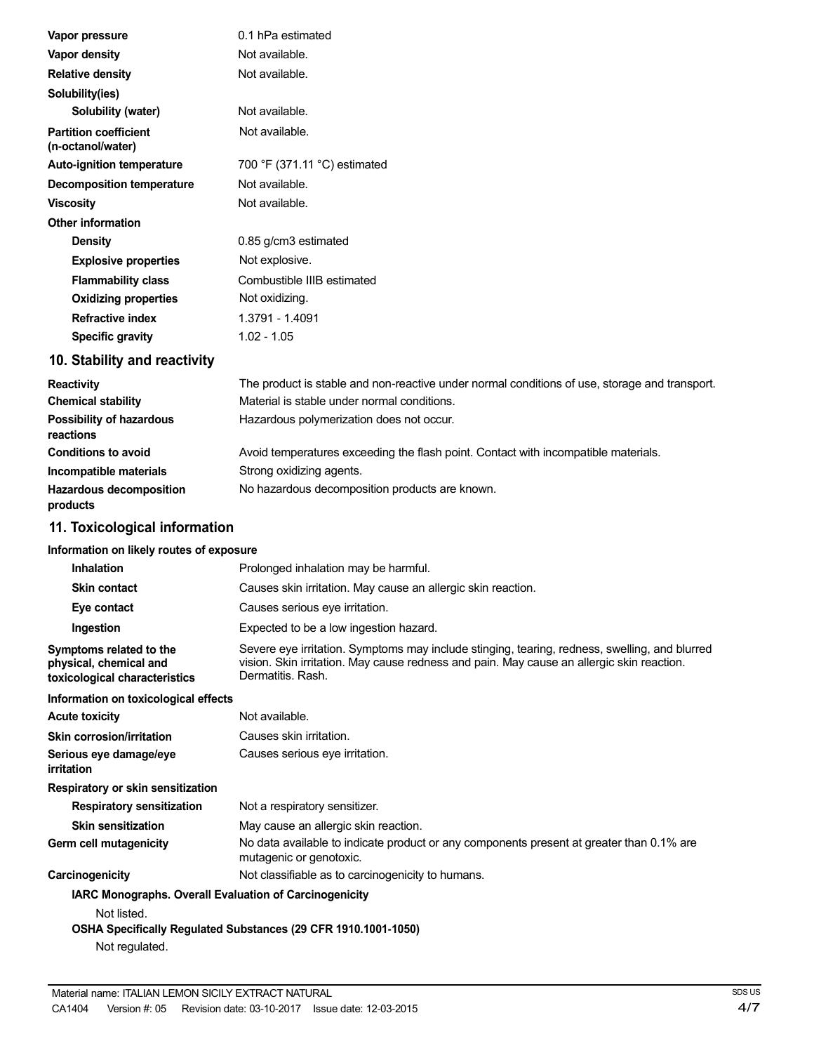| | |
|---|---|
| **Vapor pressure** | 0.1 hPa estimated |
| **Vapor density** | Not available. |
| **Relative density** | Not available. |
| **Solubility(ies)** | |
| **Solubility (water)** | Not available. |
| **Partition coefficient (n-octanol/water)** | Not available. |
| **Auto-ignition temperature** | 700 °F (371.11 °C) estimated |
| **Decomposition temperature** | Not available. |
| **Viscosity** | Not available. |
| **Other information** | |
| **Density** | 0.85 g/cm3 estimated |
| **Explosive properties** | Not explosive. |
| **Flammability class** | Combustible IIIB estimated |
| **Oxidizing properties** | Not oxidizing. |
| **Refractive index** | 1.3791 - 1.4091 |
| **Specific gravity** | 1.02 - 1.05 |

## 10. Stability and reactivity

| | |
|---|---|
| **Reactivity** | The product is stable and non-reactive under normal conditions of use, storage and transport. |
| **Chemical stability** | Material is stable under normal conditions. |
| **Possibility of hazardous reactions** | Hazardous polymerization does not occur. |
| **Conditions to avoid** | Avoid temperatures exceeding the flash point. Contact with incompatible materials. |
| **Incompatible materials** | Strong oxidizing agents. |
| **Hazardous decomposition products** | No hazardous decomposition products are known. |

## 11. Toxicological information

**Information on likely routes of exposure**

| | |
|---|---|
| **Inhalation** | Prolonged inhalation may be harmful. |
| **Skin contact** | Causes skin irritation. May cause an allergic skin reaction. |
| **Eye contact** | Causes serious eye irritation. |
| **Ingestion** | Expected to be a low ingestion hazard. |
| **Symptoms related to the physical, chemical and toxicological characteristics** | Severe eye irritation. Symptoms may include stinging, tearing, redness, swelling, and blurred vision. Skin irritation. May cause redness and pain. May cause an allergic skin reaction. Dermatitis. Rash. |

**Information on toxicological effects**

| | |
|---|---|
| **Acute toxicity** | Not available. |
| **Skin corrosion/irritation** | Causes skin irritation. |
| **Serious eye damage/eye irritation** | Causes serious eye irritation. |
| **Respiratory or skin sensitization** | |
| **Respiratory sensitization** | Not a respiratory sensitizer. |
| **Skin sensitization** | May cause an allergic skin reaction. |
| **Germ cell mutagenicity** | No data available to indicate product or any components present at greater than 0.1% are mutagenic or genotoxic. |
| **Carcinogenicity** | Not classifiable as to carcinogenicity to humans. |

**IARC Monographs. Overall Evaluation of Carcinogenicity**

Not listed.

**OSHA Specifically Regulated Substances (29 CFR 1910.1001-1050)**

Not regulated.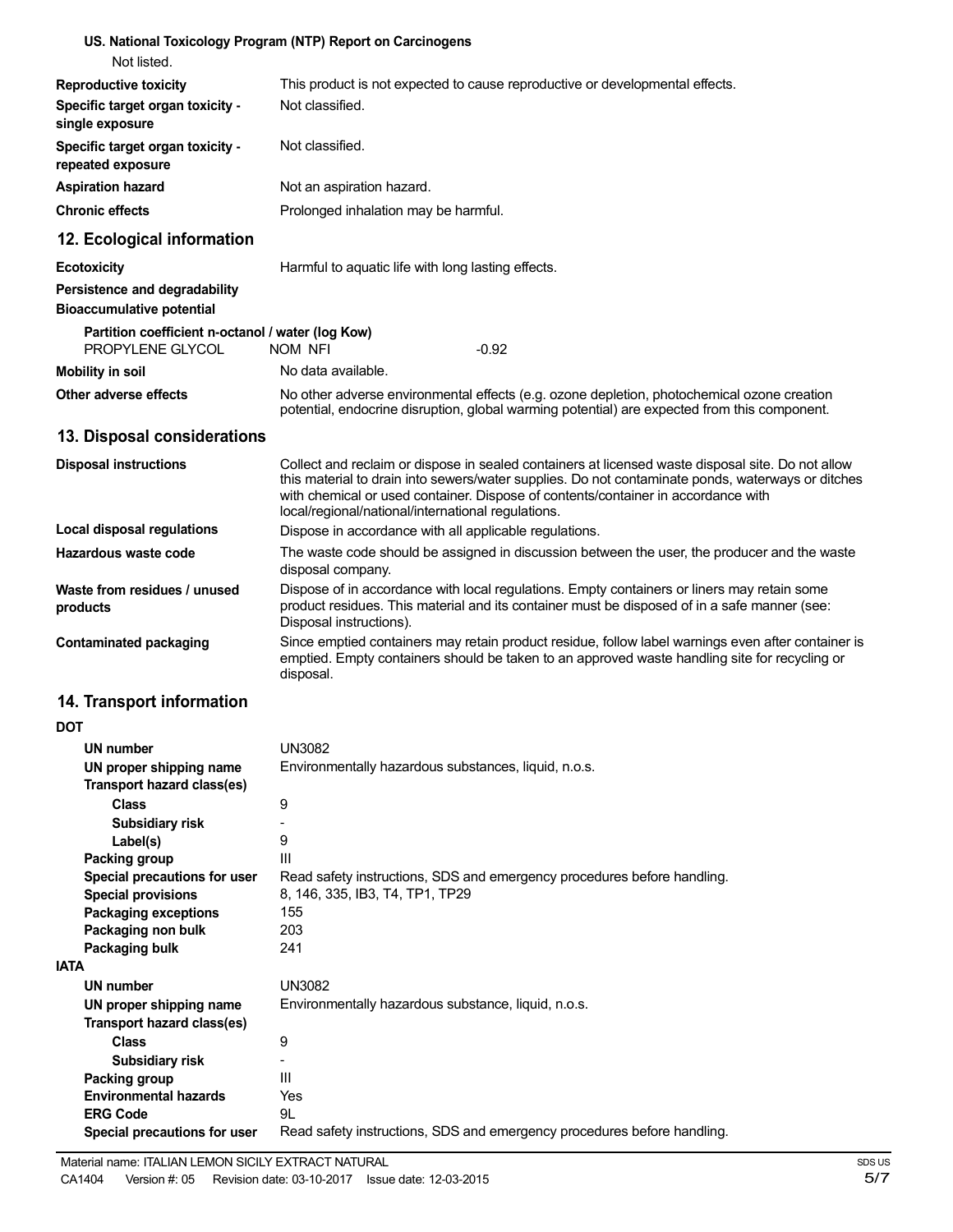**US. National Toxicology Program (NTP) Report on Carcinogens**

Not listed.

| | |
|---|---|
| **Reproductive toxicity** | This product is not expected to cause reproductive or developmental effects. |
| **Specific target organ toxicity - single exposure** | Not classified. |
| **Specific target organ toxicity - repeated exposure** | Not classified. |
| **Aspiration hazard** | Not an aspiration hazard. |
| **Chronic effects** | Prolonged inhalation may be harmful. |

## 12. Ecological information

| | |
|---|---|
| **Ecotoxicity** | Harmful to aquatic life with long lasting effects. |
| **Persistence and degradability** | |
| **Bioaccumulative potential** | |

**Partition coefficient n-octanol / water (log Kow)**

| | | |
|---|---|---|
| PROPYLENE GLYCOL | NOM NFI | -0.92 |

| | |
|---|---|
| **Mobility in soil** | No data available. |
| **Other adverse effects** | No other adverse environmental effects (e.g. ozone depletion, photochemical ozone creation potential, endocrine disruption, global warming potential) are expected from this component. |

## 13. Disposal considerations

| | |
|---|---|
| **Disposal instructions** | Collect and reclaim or dispose in sealed containers at licensed waste disposal site. Do not allow this material to drain into sewers/water supplies. Do not contaminate ponds, waterways or ditches with chemical or used container. Dispose of contents/container in accordance with local/regional/national/international regulations. |
| **Local disposal regulations** | Dispose in accordance with all applicable regulations. |
| **Hazardous waste code** | The waste code should be assigned in discussion between the user, the producer and the waste disposal company. |
| **Waste from residues / unused products** | Dispose of in accordance with local regulations. Empty containers or liners may retain some product residues. This material and its container must be disposed of in a safe manner (see: Disposal instructions). |
| **Contaminated packaging** | Since emptied containers may retain product residue, follow label warnings even after container is emptied. Empty containers should be taken to an approved waste handling site for recycling or disposal. |

## 14. Transport information

**DOT**

| | |
|---|---|
| **UN number** | UN3082 |
| **UN proper shipping name** | Environmentally hazardous substances, liquid, n.o.s. |
| **Transport hazard class(es)** | |
| **Class** | 9 |
| **Subsidiary risk** | - |
| **Label(s)** | 9 |
| **Packing group** | III |
| **Special precautions for user** | Read safety instructions, SDS and emergency procedures before handling. |
| **Special provisions** | 8, 146, 335, IB3, T4, TP1, TP29 |
| **Packaging exceptions** | 155 |
| **Packaging non bulk** | 203 |
| **Packaging bulk** | 241 |

**IATA**

| | |
|---|---|
| **UN number** | UN3082 |
| **UN proper shipping name** | Environmentally hazardous substance, liquid, n.o.s. |
| **Transport hazard class(es)** | |
| **Class** | 9 |
| **Subsidiary risk** | - |
| **Packing group** | III |
| **Environmental hazards** | Yes |
| **ERG Code** | 9L |
| **Special precautions for user** | Read safety instructions, SDS and emergency procedures before handling. |

Material name: ITALIAN LEMON SICILY EXTRACT NATURAL
CA1404 Version #: 05 Revision date: 03-10-2017 Issue date: 12-03-2015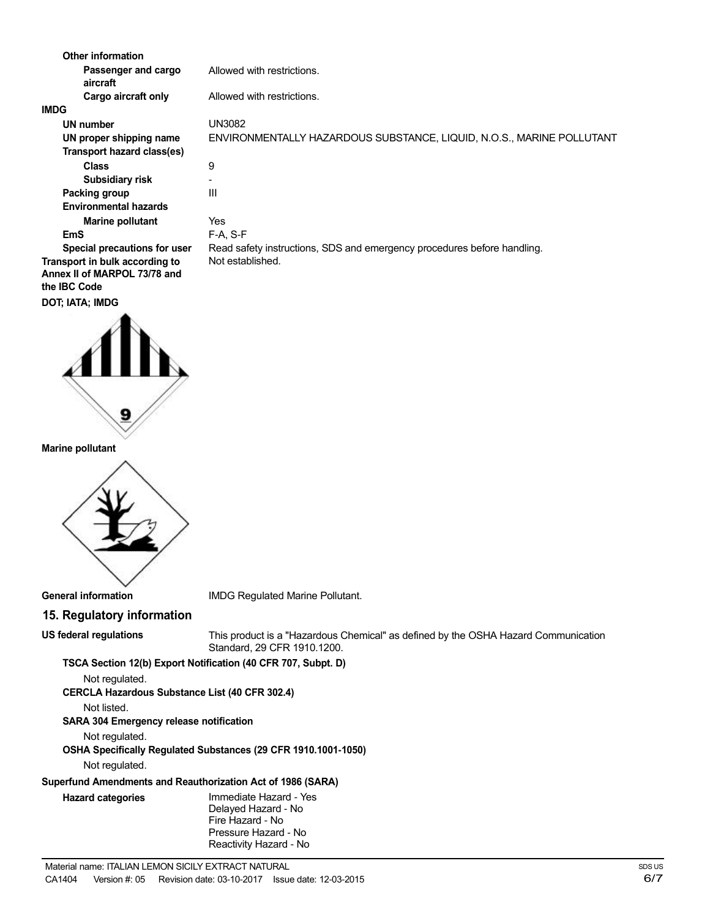**Other information**

| | |
|---|---|
| Passenger and cargo aircraft | Allowed with restrictions. |
| Cargo aircraft only | Allowed with restrictions. |

**IMDG**

| | |
|---|---|
| **UN number** | UN3082 |
| **UN proper shipping name** | ENVIRONMENTALLY HAZARDOUS SUBSTANCE, LIQUID, N.O.S., MARINE POLLUTANT |
| **Transport hazard class(es)** | |
| **Class** | 9 |
| **Subsidiary risk** | - |
| **Packing group** | III |
| **Environmental hazards** | |
| **Marine pollutant** | Yes |
| **EmS** | F-A, S-F |
| **Special precautions for user** | Read safety instructions, SDS and emergency procedures before handling. |
| **Transport in bulk according to Annex II of MARPOL 73/78 and the IBC Code** | Not established. |

**DOT; IATA; IMDG**

**Marine pollutant**

**General information** IMDG Regulated Marine Pollutant.

## 15. Regulatory information

**US federal regulations** This product is a "Hazardous Chemical" as defined by the OSHA Hazard Communication Standard, 29 CFR 1910.1200.

**TSCA Section 12(b) Export Notification (40 CFR 707, Subpt. D)**

Not regulated.

**CERCLA Hazardous Substance List (40 CFR 302.4)**

Not listed.

**SARA 304 Emergency release notification**

Not regulated.

**OSHA Specifically Regulated Substances (29 CFR 1910.1001-1050)**

Not regulated.

**Superfund Amendments and Reauthorization Act of 1986 (SARA)**

**Hazard categories**

Immediate Hazard - Yes
Delayed Hazard - No
Fire Hazard - No
Pressure Hazard - No
Reactivity Hazard - No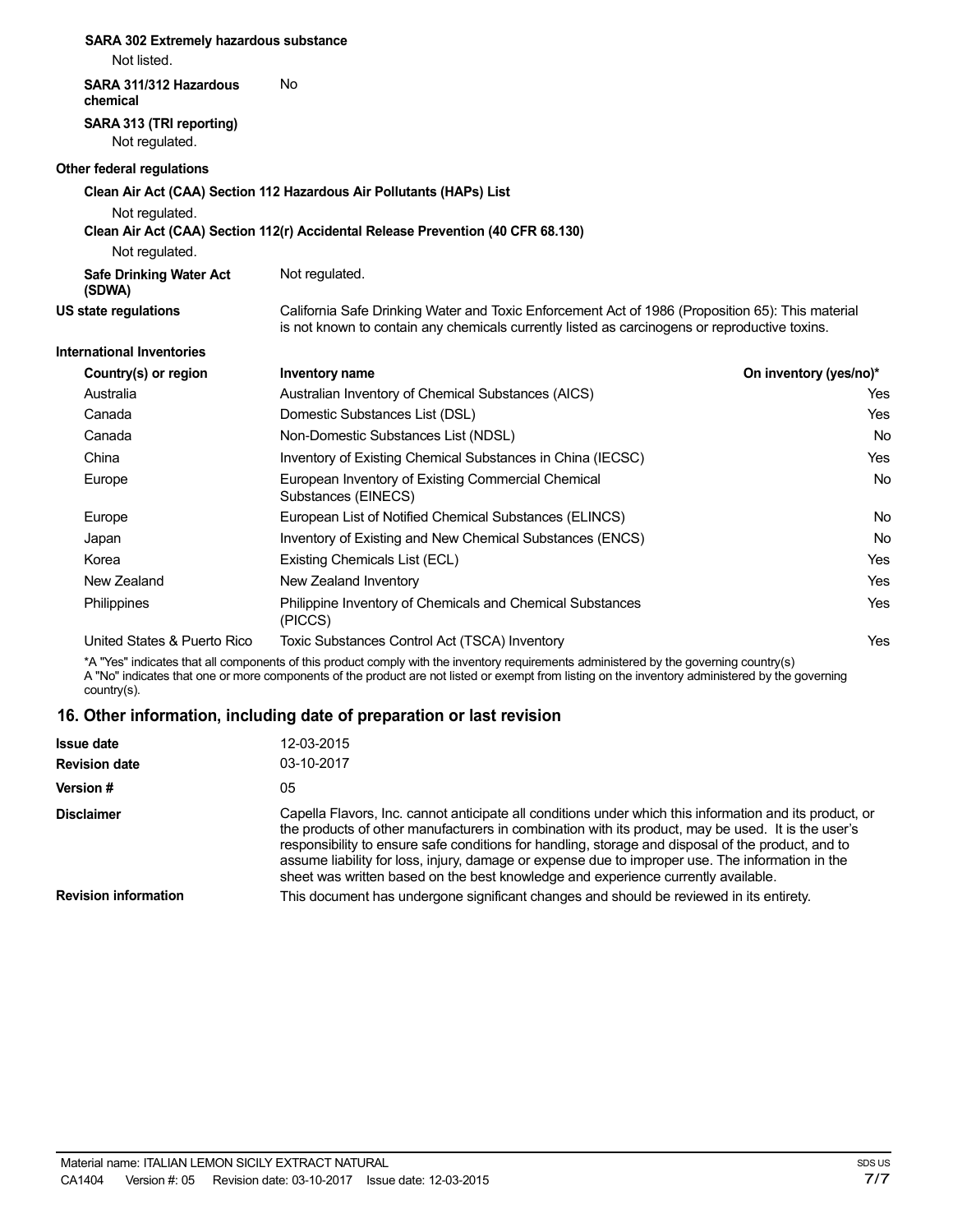**SARA 302 Extremely hazardous substance**

Not listed.

**SARA 311/312 Hazardous chemical** No

**SARA 313 (TRI reporting)**

Not regulated.

**Other federal regulations**

**Clean Air Act (CAA) Section 112 Hazardous Air Pollutants (HAPs) List**

Not regulated.

**Clean Air Act (CAA) Section 112(r) Accidental Release Prevention (40 CFR 68.130)**

Not regulated.

**Safe Drinking Water Act (SDWA)** Not regulated.

**US state regulations** California Safe Drinking Water and Toxic Enforcement Act of 1986 (Proposition 65): This material is not known to contain any chemicals currently listed as carcinogens or reproductive toxins.

**International Inventories**

| Country(s) or region | Inventory name | On inventory (yes/no)* |
|---|---|---|
| Australia | Australian Inventory of Chemical Substances (AICS) | Yes |
| Canada | Domestic Substances List (DSL) | Yes |
| Canada | Non-Domestic Substances List (NDSL) | No |
| China | Inventory of Existing Chemical Substances in China (IECSC) | Yes |
| Europe | European Inventory of Existing Commercial Chemical Substances (EINECS) | No |
| Europe | European List of Notified Chemical Substances (ELINCS) | No |
| Japan | Inventory of Existing and New Chemical Substances (ENCS) | No |
| Korea | Existing Chemicals List (ECL) | Yes |
| New Zealand | New Zealand Inventory | Yes |
| Philippines | Philippine Inventory of Chemicals and Chemical Substances (PICCS) | Yes |
| United States & Puerto Rico | Toxic Substances Control Act (TSCA) Inventory | Yes |

*A "Yes" indicates that all components of this product comply with the inventory requirements administered by the governing country(s)
A "No" indicates that one or more components of the product are not listed or exempt from listing on the inventory administered by the governing country(s).

## 16. Other information, including date of preparation or last revision

**Issue date** 12-03-2015

**Revision date** 03-10-2017

**Version #** 05

**Disclaimer** Capella Flavors, Inc. cannot anticipate all conditions under which this information and its product, or the products of other manufacturers in combination with its product, may be used. It is the user's responsibility to ensure safe conditions for handling, storage and disposal of the product, and to assume liability for loss, injury, damage or expense due to improper use. The information in the sheet was written based on the best knowledge and experience currently available.

**Revision information** This document has undergone significant changes and should be reviewed in its entirety.